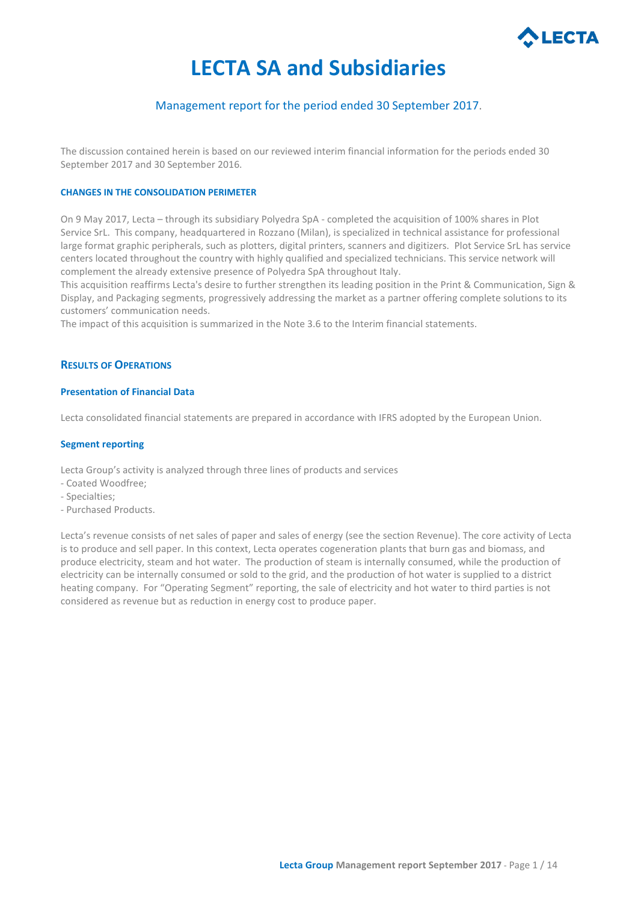# LECTA SA and Subsidiaries

Management report for the period ended 30 September 2017.

The discussion contained herein is based on our reviewed interim financial information for the periods ended 30 September 2017 and 30 September 2016.

#### CHANGES IN THE CONSOLIDATION PERIMETER

On 9 May 2017, Lecta – through its subsidiary Polyedra SpA - completed the acquisition of 100% shares in Plot Service SrL. This company, headquartered in Rozzano (Milan), is specialized in technical assistance for professional large format graphic peripherals, such as plotters, digital printers, scanners and digitizers. Plot Service SrL has service centers located throughout the country with highly qualified and specialized technicians. This service network will complement the already extensive presence of Polyedra SpA throughout Italy.
This acquisition reaffirms Lecta's desire to further strengthen its leading position in the Print & Communication, Sign & Display, and Packaging segments, progressively addressing the market as a partner offering complete solutions to its customers' communication needs.
The impact of this acquisition is summarized in the Note 3.6 to the Interim financial statements.

## RESULTS OF OPERATIONS

### Presentation of Financial Data

Lecta consolidated financial statements are prepared in accordance with IFRS adopted by the European Union.

### Segment reporting

Lecta Group's activity is analyzed through three lines of products and services
- Coated Woodfree;
- Specialties;
- Purchased Products.

Lecta's revenue consists of net sales of paper and sales of energy (see the section Revenue). The core activity of Lecta is to produce and sell paper. In this context, Lecta operates cogeneration plants that burn gas and biomass, and produce electricity, steam and hot water. The production of steam is internally consumed, while the production of electricity can be internally consumed or sold to the grid, and the production of hot water is supplied to a district heating company. For "Operating Segment" reporting, the sale of electricity and hot water to third parties is not considered as revenue but as reduction in energy cost to produce paper.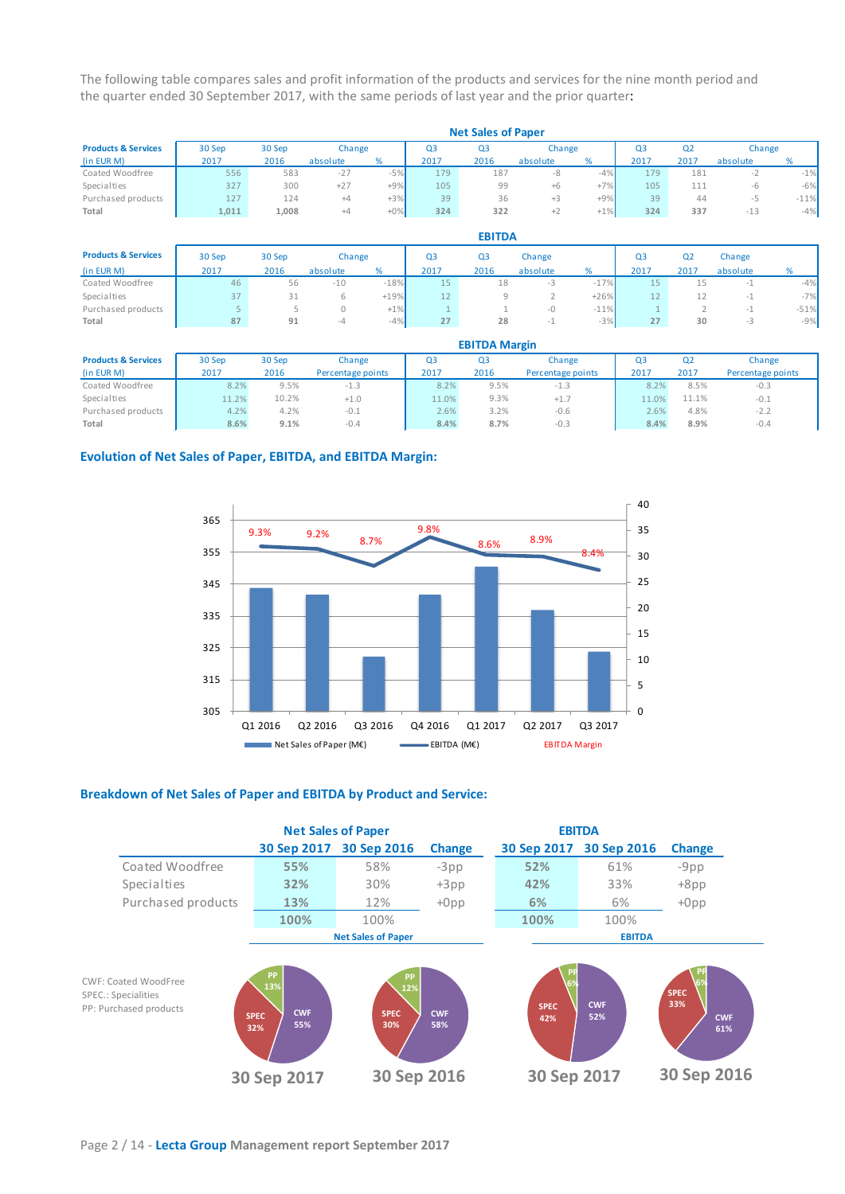The following table compares sales and profit information of the products and services for the nine month period and the quarter ended 30 September 2017, with the same periods of last year and the prior quarter:

**Net Sales of Paper**

| Products & Services (in EUR M) | 30 Sep 2017 | 30 Sep 2016 | Change absolute | Change % | Q3 2017 | Q3 2016 | Change absolute | Change % | Q3 2017 | Q2 2017 | Change absolute | Change % |
|---|---|---|---|---|---|---|---|---|---|---|---|---|
| Coated Woodfree | 556 | 583 | -27 | -5% | 179 | 187 | -8 | -4% | 179 | 181 | -2 | -1% |
| Specialties | 327 | 300 | +27 | +9% | 105 | 99 | +6 | +7% | 105 | 111 | -6 | -6% |
| Purchased products | 127 | 124 | +4 | +3% | 39 | 36 | +3 | +9% | 39 | 44 | -5 | -11% |
| Total | 1,011 | 1,008 | +4 | +0% | 324 | 322 | +2 | +1% | 324 | 337 | -13 | -4% |

**EBITDA**

| Products & Services (in EUR M) | 30 Sep 2017 | 30 Sep 2016 | Change absolute | Change % | Q3 2017 | Q3 2016 | Change absolute | Change % | Q3 2017 | Q2 2017 | Change absolute | Change % |
|---|---|---|---|---|---|---|---|---|---|---|---|---|
| Coated Woodfree | 46 | 56 | -10 | -18% | 15 | 18 | -3 | -17% | 15 | 15 | -1 | -4% |
| Specialties | 37 | 31 | 6 | +19% | 12 | 9 | 2 | +26% | 12 | 12 | -1 | -7% |
| Purchased products | 5 | 5 | 0 | +1% | 1 | 1 | -0 | -11% | 1 | 2 | -1 | -51% |
| Total | 87 | 91 | -4 | -4% | 27 | 28 | -1 | -3% | 27 | 30 | -3 | -9% |

**EBITDA Margin**

| Products & Services (in EUR M) | 30 Sep 2017 | 30 Sep 2016 | Change Percentage points | Q3 2017 | Q3 2016 | Change Percentage points | Q3 2017 | Q2 2017 | Change Percentage points |
|---|---|---|---|---|---|---|---|---|---|
| Coated Woodfree | 8.2% | 9.5% | -1.3 | 8.2% | 9.5% | -1.3 | 8.2% | 8.5% | -0.3 |
| Specialties | 11.2% | 10.2% | +1.0 | 11.0% | 9.3% | +1.7 | 11.0% | 11.1% | -0.1 |
| Purchased products | 4.2% | 4.2% | -0.1 | 2.6% | 3.2% | -0.6 | 2.6% | 4.8% | -2.2 |
| Total | 8.6% | 9.1% | -0.4 | 8.4% | 8.7% | -0.3 | 8.4% | 8.9% | -0.4 |

## Evolution of Net Sales of Paper, EBITDA, and EBITDA Margin:

| | Q1 2016 | Q2 2016 | Q3 2016 | Q4 2016 | Q1 2017 | Q2 2017 | Q3 2017 |
|---|---|---|---|---|---|---|---|
| EBITDA Margin | 9.3% | 9.2% | 8.7% | 9.8% | 8.6% | 8.9% | 8.4% |

Net Sales of Paper (M€) — EBITDA (M€) — EBITDA Margin

## Breakdown of Net Sales of Paper and EBITDA by Product and Service:

| | Net Sales of Paper 30 Sep 2017 | Net Sales of Paper 30 Sep 2016 | Change | EBITDA 30 Sep 2017 | EBITDA 30 Sep 2016 | Change |
|---|---|---|---|---|---|---|
| Coated Woodfree | 55% | 58% | -3pp | 52% | 61% | -9pp |
| Specialties | 32% | 30% | +3pp | 42% | 33% | +8pp |
| Purchased products | 13% | 12% | +0pp | 6% | 6% | +0pp |
| | 100% | 100% | | 100% | 100% | |

CWF: Coated WoodFree
SPEC.: Specialities
PP: Purchased products

Net Sales of Paper: 30 Sep 2017 — CWF 55%, SPEC 32%, PP 13%; 30 Sep 2016 — CWF 58%, SPEC 30%, PP 12%

EBITDA: 30 Sep 2017 — CWF 52%, SPEC 42%, PP 6%; 30 Sep 2016 — CWF 61%, SPEC 33%, PP 6%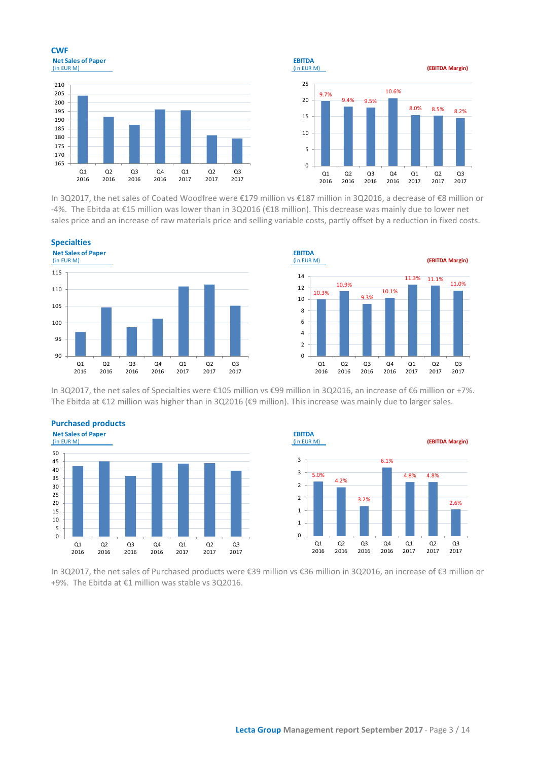## CWF

**Net Sales of Paper**
(in EUR M)

**EBITDA**
(in EUR M)

**(EBITDA Margin)**

| | Q1 2016 | Q2 2016 | Q3 2016 | Q4 2016 | Q1 2017 | Q2 2017 | Q3 2017 |
|---|---|---|---|---|---|---|---|
| EBITDA Margin | 9.7% | 9.4% | 9.5% | 10.6% | 8.0% | 8.5% | 8.2% |

In 3Q2017, the net sales of Coated Woodfree were €179 million vs €187 million in 3Q2016, a decrease of €8 million or -4%. The Ebitda at €15 million was lower than in 3Q2016 (€18 million). This decrease was mainly due to lower net sales price and an increase of raw materials price and selling variable costs, partly offset by a reduction in fixed costs.

## Specialties

**Net Sales of Paper**
(in EUR M)

**EBITDA**
(in EUR M)

**(EBITDA Margin)**

| | Q1 2016 | Q2 2016 | Q3 2016 | Q4 2016 | Q1 2017 | Q2 2017 | Q3 2017 |
|---|---|---|---|---|---|---|---|
| EBITDA Margin | 10.3% | 10.9% | 9.3% | 10.1% | 11.3% | 11.1% | 11.0% |

In 3Q2017, the net sales of Specialties were €105 million vs €99 million in 3Q2016, an increase of €6 million or +7%. The Ebitda at €12 million was higher than in 3Q2016 (€9 million). This increase was mainly due to larger sales.

## Purchased products

**Net Sales of Paper**
(in EUR M)

**EBITDA**
(in EUR M)

**(EBITDA Margin)**

| | Q1 2016 | Q2 2016 | Q3 2016 | Q4 2016 | Q1 2017 | Q2 2017 | Q3 2017 |
|---|---|---|---|---|---|---|---|
| EBITDA Margin | 5.0% | 4.2% | 3.2% | 6.1% | 4.8% | 4.8% | 2.6% |

In 3Q2017, the net sales of Purchased products were €39 million vs €36 million in 3Q2016, an increase of €3 million or +9%. The Ebitda at €1 million was stable vs 3Q2016.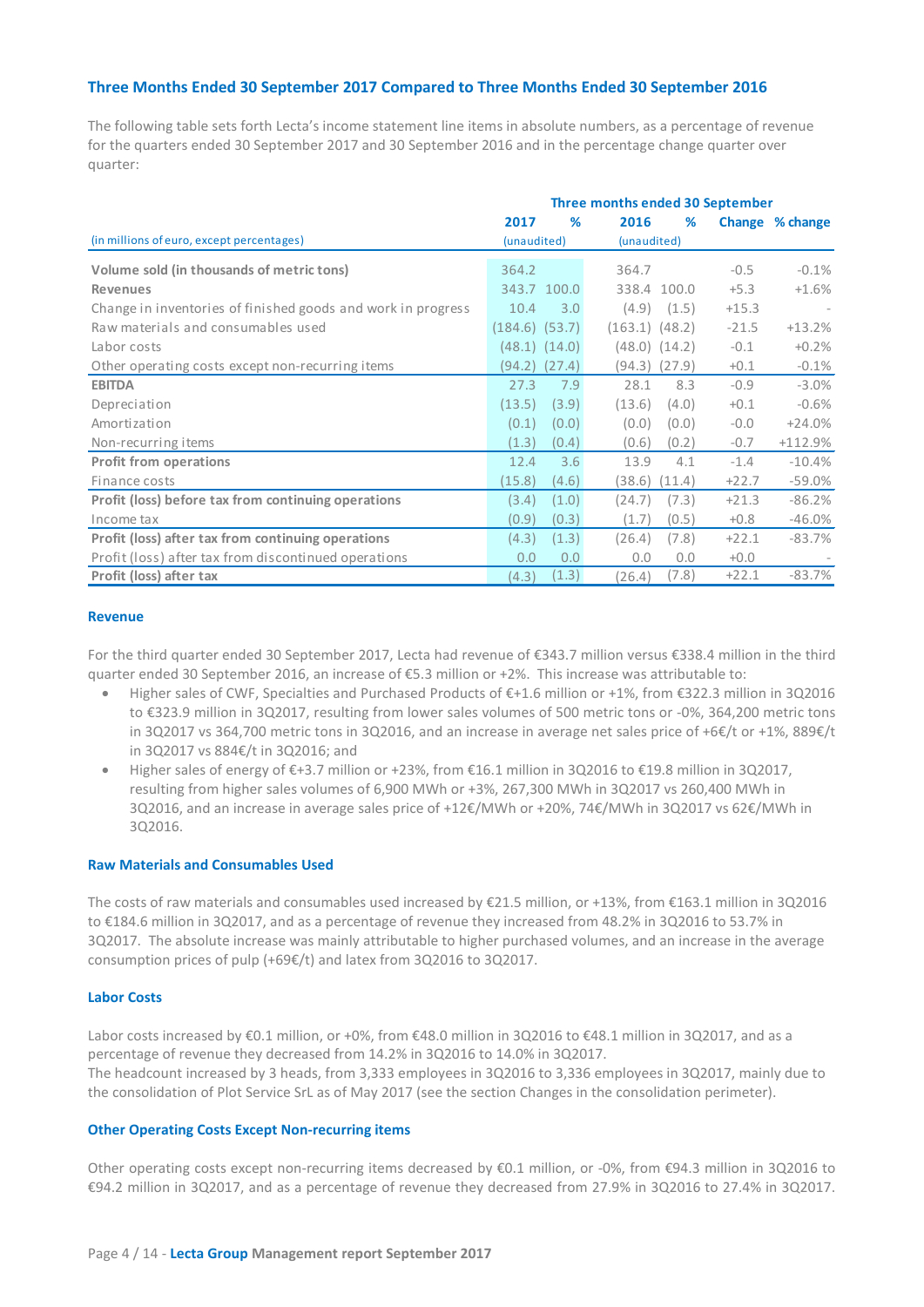## Three Months Ended 30 September 2017 Compared to Three Months Ended 30 September 2016

The following table sets forth Lecta's income statement line items in absolute numbers, as a percentage of revenue for the quarters ended 30 September 2017 and 30 September 2016 and in the percentage change quarter over quarter:

| (in millions of euro, except percentages) | Three months ended 30 September | | | | | |
|---|---|---|---|---|---|---|
| | **2017** (unaudited) | **%** | **2016** (unaudited) | **%** | **Change** | **% change** |
| **Volume sold (in thousands of metric tons)** | 364.2 | | 364.7 | | -0.5 | -0.1% |
| **Revenues** | 343.7 | 100.0 | 338.4 | 100.0 | +5.3 | +1.6% |
| Change in inventories of finished goods and work in progress | 10.4 | 3.0 | (4.9) | (1.5) | +15.3 | - |
| Raw materials and consumables used | (184.6) | (53.7) | (163.1) | (48.2) | -21.5 | +13.2% |
| Labor costs | (48.1) | (14.0) | (48.0) | (14.2) | -0.1 | +0.2% |
| Other operating costs except non-recurring items | (94.2) | (27.4) | (94.3) | (27.9) | +0.1 | -0.1% |
| **EBITDA** | 27.3 | 7.9 | 28.1 | 8.3 | -0.9 | -3.0% |
| Depreciation | (13.5) | (3.9) | (13.6) | (4.0) | +0.1 | -0.6% |
| Amortization | (0.1) | (0.0) | (0.0) | (0.0) | -0.0 | +24.0% |
| Non-recurring items | (1.3) | (0.4) | (0.6) | (0.2) | -0.7 | +112.9% |
| **Profit from operations** | 12.4 | 3.6 | 13.9 | 4.1 | -1.4 | -10.4% |
| Finance costs | (15.8) | (4.6) | (38.6) | (11.4) | +22.7 | -59.0% |
| **Profit (loss) before tax from continuing operations** | (3.4) | (1.0) | (24.7) | (7.3) | +21.3 | -86.2% |
| Income tax | (0.9) | (0.3) | (1.7) | (0.5) | +0.8 | -46.0% |
| **Profit (loss) after tax from continuing operations** | (4.3) | (1.3) | (26.4) | (7.8) | +22.1 | -83.7% |
| Profit (loss) after tax from discontinued operations | 0.0 | 0.0 | 0.0 | 0.0 | +0.0 | - |
| **Profit (loss) after tax** | (4.3) | (1.3) | (26.4) | (7.8) | +22.1 | -83.7% |

### Revenue

For the third quarter ended 30 September 2017, Lecta had revenue of €343.7 million versus €338.4 million in the third quarter ended 30 September 2016, an increase of €5.3 million or +2%. This increase was attributable to:

- Higher sales of CWF, Specialties and Purchased Products of €+1.6 million or +1%, from €322.3 million in 3Q2016 to €323.9 million in 3Q2017, resulting from lower sales volumes of 500 metric tons or -0%, 364,200 metric tons in 3Q2017 vs 364,700 metric tons in 3Q2016, and an increase in average net sales price of +6€/t or +1%, 889€/t in 3Q2017 vs 884€/t in 3Q2016; and
- Higher sales of energy of €+3.7 million or +23%, from €16.1 million in 3Q2016 to €19.8 million in 3Q2017, resulting from higher sales volumes of 6,900 MWh or +3%, 267,300 MWh in 3Q2017 vs 260,400 MWh in 3Q2016, and an increase in average sales price of +12€/MWh or +20%, 74€/MWh in 3Q2017 vs 62€/MWh in 3Q2016.

### Raw Materials and Consumables Used

The costs of raw materials and consumables used increased by €21.5 million, or +13%, from €163.1 million in 3Q2016 to €184.6 million in 3Q2017, and as a percentage of revenue they increased from 48.2% in 3Q2016 to 53.7% in 3Q2017. The absolute increase was mainly attributable to higher purchased volumes, and an increase in the average consumption prices of pulp (+69€/t) and latex from 3Q2016 to 3Q2017.

### Labor Costs

Labor costs increased by €0.1 million, or +0%, from €48.0 million in 3Q2016 to €48.1 million in 3Q2017, and as a percentage of revenue they decreased from 14.2% in 3Q2016 to 14.0% in 3Q2017.
The headcount increased by 3 heads, from 3,333 employees in 3Q2016 to 3,336 employees in 3Q2017, mainly due to the consolidation of Plot Service SrL as of May 2017 (see the section Changes in the consolidation perimeter).

### Other Operating Costs Except Non-recurring items

Other operating costs except non-recurring items decreased by €0.1 million, or -0%, from €94.3 million in 3Q2016 to €94.2 million in 3Q2017, and as a percentage of revenue they decreased from 27.9% in 3Q2016 to 27.4% in 3Q2017.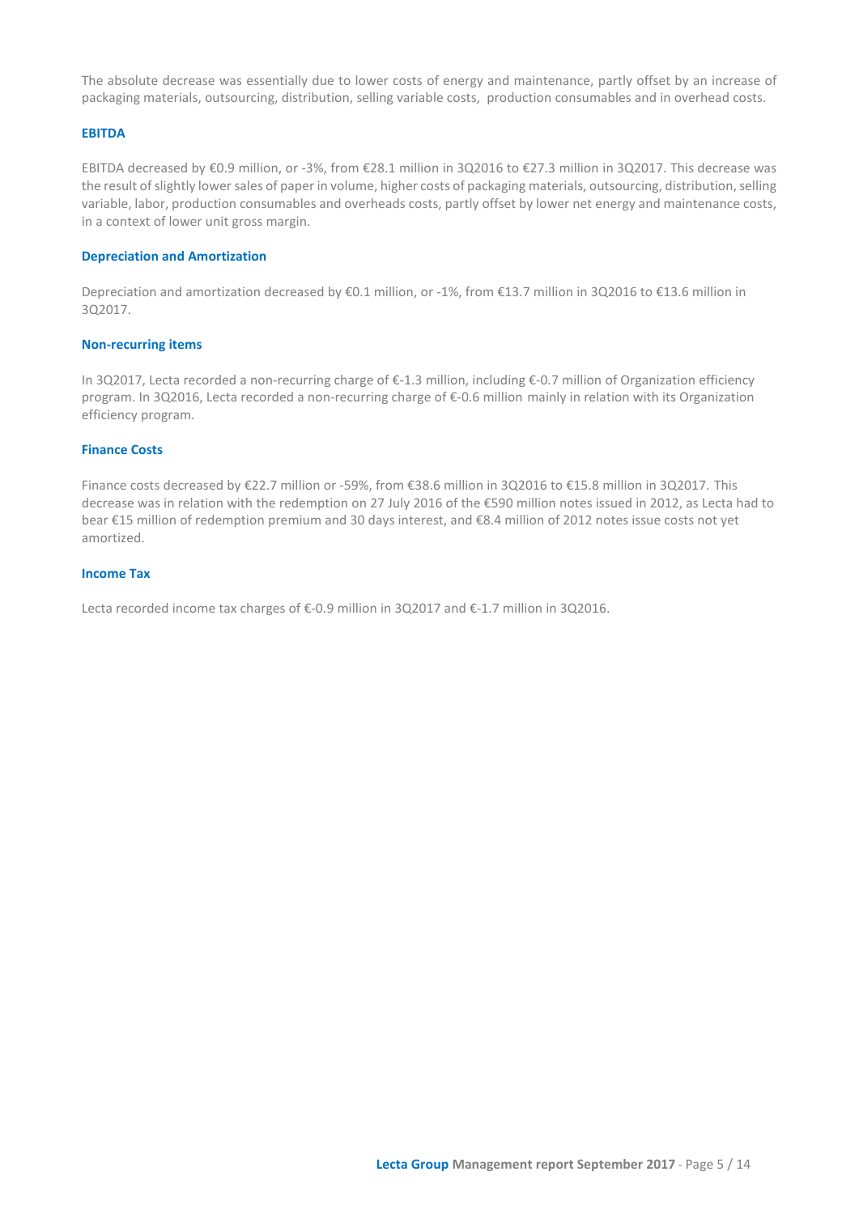The absolute decrease was essentially due to lower costs of energy and maintenance, partly offset by an increase of packaging materials, outsourcing, distribution, selling variable costs, production consumables and in overhead costs.

### EBITDA

EBITDA decreased by €0.9 million, or -3%, from €28.1 million in 3Q2016 to €27.3 million in 3Q2017. This decrease was the result of slightly lower sales of paper in volume, higher costs of packaging materials, outsourcing, distribution, selling variable, labor, production consumables and overheads costs, partly offset by lower net energy and maintenance costs, in a context of lower unit gross margin.

### Depreciation and Amortization

Depreciation and amortization decreased by €0.1 million, or -1%, from €13.7 million in 3Q2016 to €13.6 million in 3Q2017.

### Non-recurring items

In 3Q2017, Lecta recorded a non-recurring charge of €-1.3 million, including €-0.7 million of Organization efficiency program. In 3Q2016, Lecta recorded a non-recurring charge of €-0.6 million mainly in relation with its Organization efficiency program.

### Finance Costs

Finance costs decreased by €22.7 million or -59%, from €38.6 million in 3Q2016 to €15.8 million in 3Q2017. This decrease was in relation with the redemption on 27 July 2016 of the €590 million notes issued in 2012, as Lecta had to bear €15 million of redemption premium and 30 days interest, and €8.4 million of 2012 notes issue costs not yet amortized.

### Income Tax

Lecta recorded income tax charges of €-0.9 million in 3Q2017 and €-1.7 million in 3Q2016.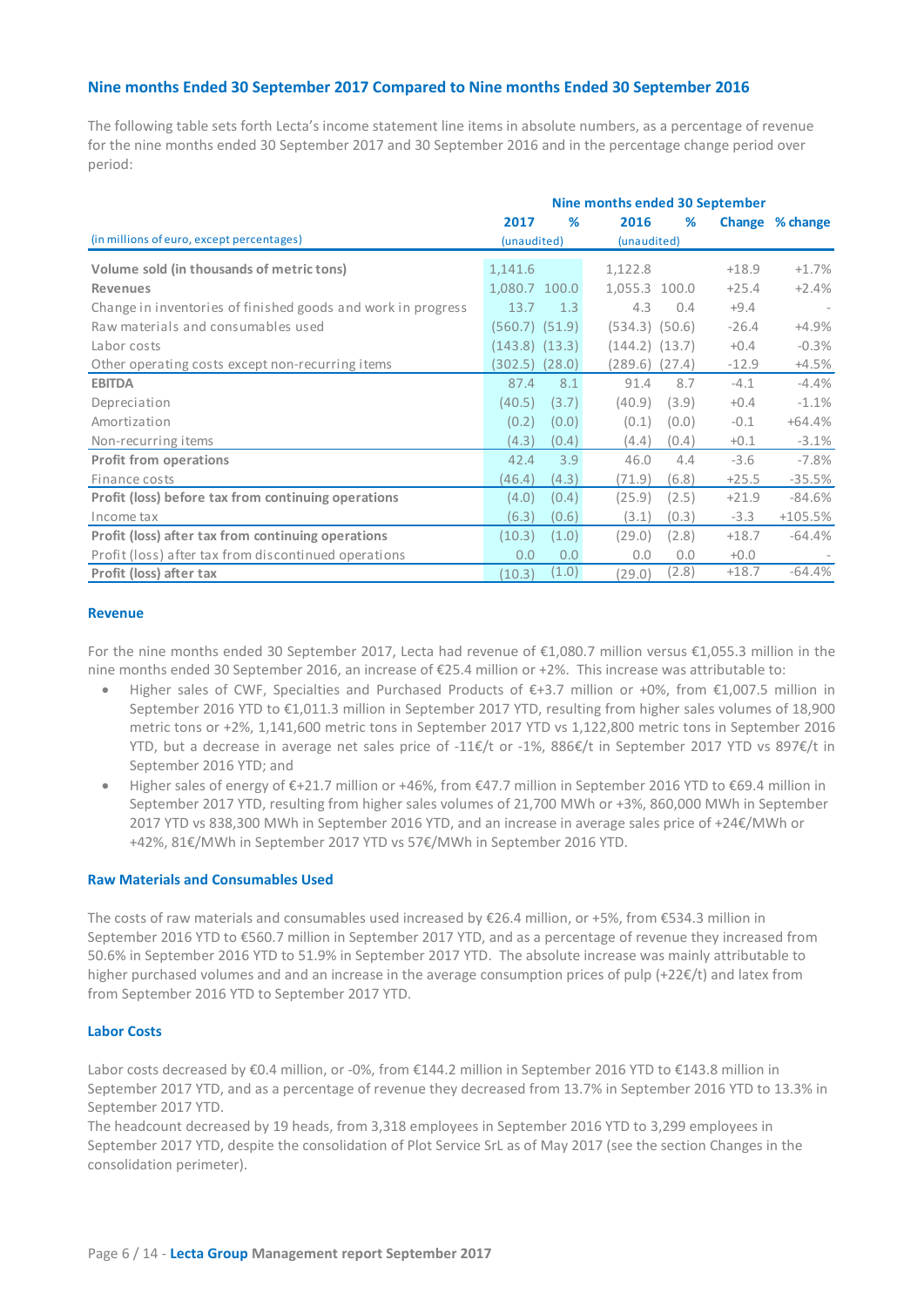## Nine months Ended 30 September 2017 Compared to Nine months Ended 30 September 2016

The following table sets forth Lecta's income statement line items in absolute numbers, as a percentage of revenue for the nine months ended 30 September 2017 and 30 September 2016 and in the percentage change period over period:

| | Nine months ended 30 September | | | | | |
|---|---|---|---|---|---|---|
| | 2017 | % | 2016 | % | Change | % change |
| (in millions of euro, except percentages) | (unaudited) | | (unaudited) | | | |
| **Volume sold (in thousands of metric tons)** | 1,141.6 | | 1,122.8 | | +18.9 | +1.7% |
| **Revenues** | 1,080.7 | 100.0 | 1,055.3 | 100.0 | +25.4 | +2.4% |
| Change in inventories of finished goods and work in progress | 13.7 | 1.3 | 4.3 | 0.4 | +9.4 | - |
| Raw materials and consumables used | (560.7) | (51.9) | (534.3) | (50.6) | -26.4 | +4.9% |
| Labor costs | (143.8) | (13.3) | (144.2) | (13.7) | +0.4 | -0.3% |
| Other operating costs except non-recurring items | (302.5) | (28.0) | (289.6) | (27.4) | -12.9 | +4.5% |
| **EBITDA** | 87.4 | 8.1 | 91.4 | 8.7 | -4.1 | -4.4% |
| Depreciation | (40.5) | (3.7) | (40.9) | (3.9) | +0.4 | -1.1% |
| Amortization | (0.2) | (0.0) | (0.1) | (0.0) | -0.1 | +64.4% |
| Non-recurring items | (4.3) | (0.4) | (4.4) | (0.4) | +0.1 | -3.1% |
| **Profit from operations** | 42.4 | 3.9 | 46.0 | 4.4 | -3.6 | -7.8% |
| Finance costs | (46.4) | (4.3) | (71.9) | (6.8) | +25.5 | -35.5% |
| **Profit (loss) before tax from continuing operations** | (4.0) | (0.4) | (25.9) | (2.5) | +21.9 | -84.6% |
| Income tax | (6.3) | (0.6) | (3.1) | (0.3) | -3.3 | +105.5% |
| **Profit (loss) after tax from continuing operations** | (10.3) | (1.0) | (29.0) | (2.8) | +18.7 | -64.4% |
| Profit (loss) after tax from discontinued operations | 0.0 | 0.0 | 0.0 | 0.0 | +0.0 | - |
| **Profit (loss) after tax** | (10.3) | (1.0) | (29.0) | (2.8) | +18.7 | -64.4% |

### Revenue

For the nine months ended 30 September 2017, Lecta had revenue of €1,080.7 million versus €1,055.3 million in the nine months ended 30 September 2016, an increase of €25.4 million or +2%. This increase was attributable to:

- Higher sales of CWF, Specialties and Purchased Products of €+3.7 million or +0%, from €1,007.5 million in September 2016 YTD to €1,011.3 million in September 2017 YTD, resulting from higher sales volumes of 18,900 metric tons or +2%, 1,141,600 metric tons in September 2017 YTD vs 1,122,800 metric tons in September 2016 YTD, but a decrease in average net sales price of -11€/t or -1%, 886€/t in September 2017 YTD vs 897€/t in September 2016 YTD; and
- Higher sales of energy of €+21.7 million or +46%, from €47.7 million in September 2016 YTD to €69.4 million in September 2017 YTD, resulting from higher sales volumes of 21,700 MWh or +3%, 860,000 MWh in September 2017 YTD vs 838,300 MWh in September 2016 YTD, and an increase in average sales price of +24€/MWh or +42%, 81€/MWh in September 2017 YTD vs 57€/MWh in September 2016 YTD.

### Raw Materials and Consumables Used

The costs of raw materials and consumables used increased by €26.4 million, or +5%, from €534.3 million in September 2016 YTD to €560.7 million in September 2017 YTD, and as a percentage of revenue they increased from 50.6% in September 2016 YTD to 51.9% in September 2017 YTD. The absolute increase was mainly attributable to higher purchased volumes and and an increase in the average consumption prices of pulp (+22€/t) and latex from from September 2016 YTD to September 2017 YTD.

### Labor Costs

Labor costs decreased by €0.4 million, or -0%, from €144.2 million in September 2016 YTD to €143.8 million in September 2017 YTD, and as a percentage of revenue they decreased from 13.7% in September 2016 YTD to 13.3% in September 2017 YTD.

The headcount decreased by 19 heads, from 3,318 employees in September 2016 YTD to 3,299 employees in September 2017 YTD, despite the consolidation of Plot Service SrL as of May 2017 (see the section Changes in the consolidation perimeter).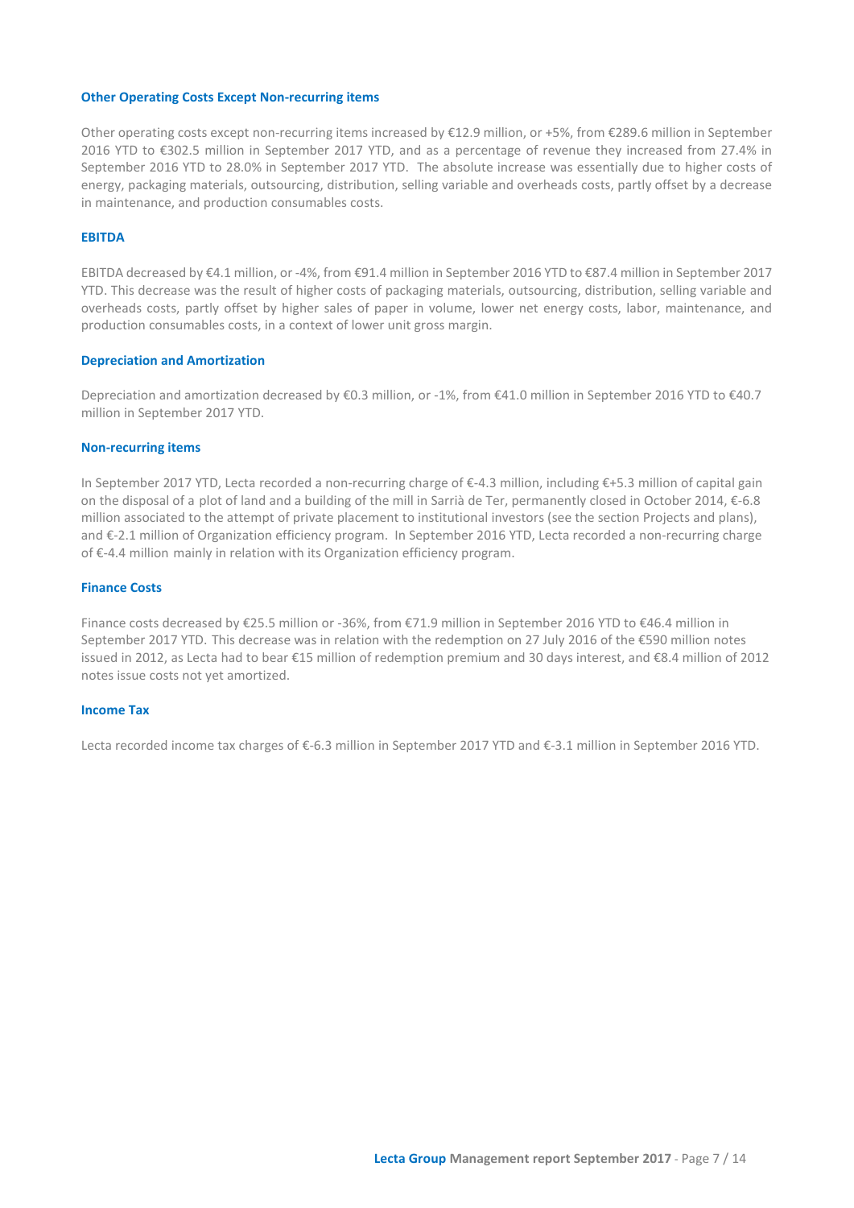### Other Operating Costs Except Non-recurring items

Other operating costs except non-recurring items increased by €12.9 million, or +5%, from €289.6 million in September 2016 YTD to €302.5 million in September 2017 YTD, and as a percentage of revenue they increased from 27.4% in September 2016 YTD to 28.0% in September 2017 YTD. The absolute increase was essentially due to higher costs of energy, packaging materials, outsourcing, distribution, selling variable and overheads costs, partly offset by a decrease in maintenance, and production consumables costs.

### EBITDA

EBITDA decreased by €4.1 million, or -4%, from €91.4 million in September 2016 YTD to €87.4 million in September 2017 YTD. This decrease was the result of higher costs of packaging materials, outsourcing, distribution, selling variable and overheads costs, partly offset by higher sales of paper in volume, lower net energy costs, labor, maintenance, and production consumables costs, in a context of lower unit gross margin.

### Depreciation and Amortization

Depreciation and amortization decreased by €0.3 million, or -1%, from €41.0 million in September 2016 YTD to €40.7 million in September 2017 YTD.

### Non-recurring items

In September 2017 YTD, Lecta recorded a non-recurring charge of €-4.3 million, including €+5.3 million of capital gain on the disposal of a plot of land and a building of the mill in Sarrià de Ter, permanently closed in October 2014, €-6.8 million associated to the attempt of private placement to institutional investors (see the section Projects and plans), and €-2.1 million of Organization efficiency program. In September 2016 YTD, Lecta recorded a non-recurring charge of €-4.4 million mainly in relation with its Organization efficiency program.

### Finance Costs

Finance costs decreased by €25.5 million or -36%, from €71.9 million in September 2016 YTD to €46.4 million in September 2017 YTD. This decrease was in relation with the redemption on 27 July 2016 of the €590 million notes issued in 2012, as Lecta had to bear €15 million of redemption premium and 30 days interest, and €8.4 million of 2012 notes issue costs not yet amortized.

### Income Tax

Lecta recorded income tax charges of €-6.3 million in September 2017 YTD and €-3.1 million in September 2016 YTD.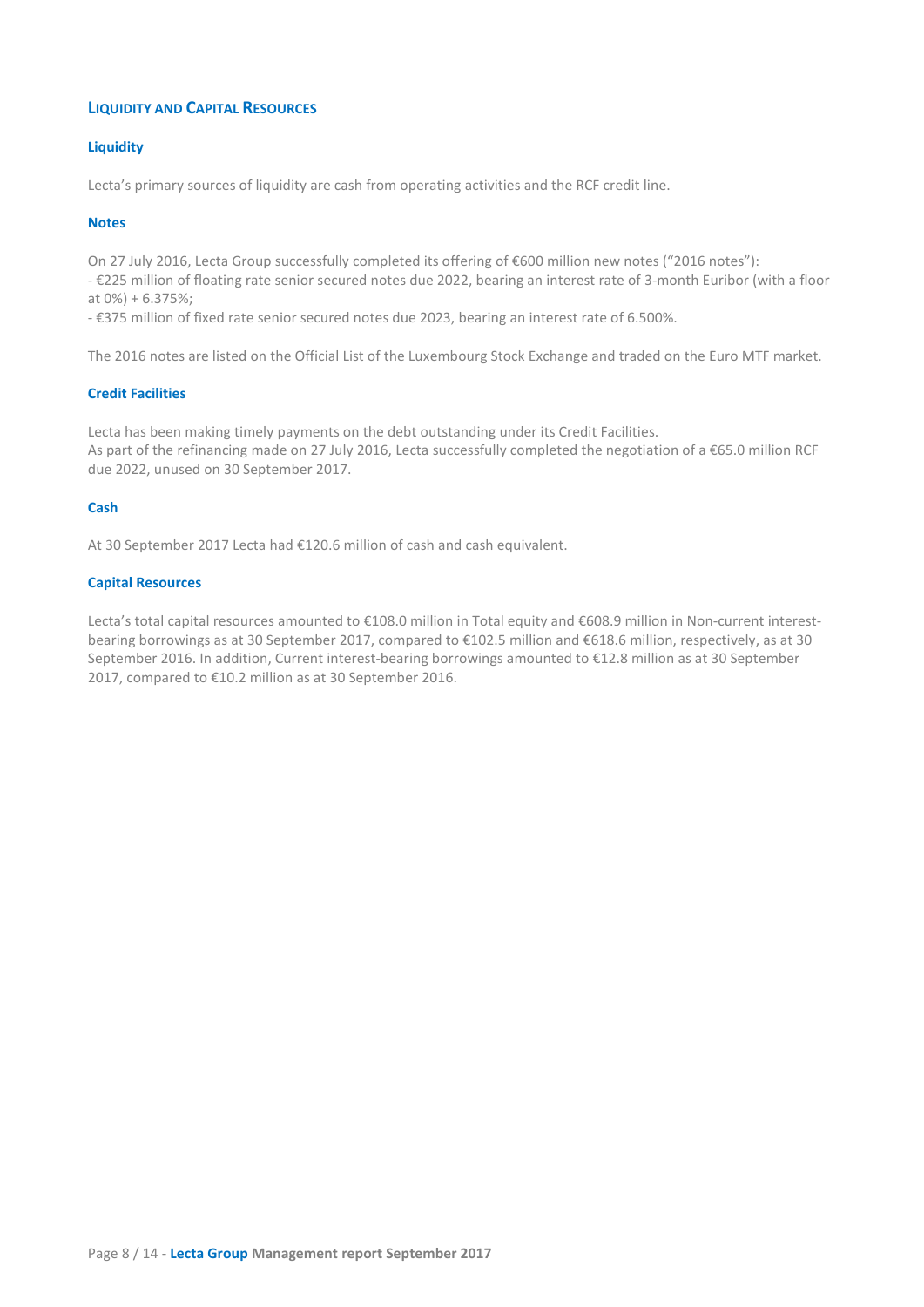## Liquidity and Capital Resources

### Liquidity

Lecta's primary sources of liquidity are cash from operating activities and the RCF credit line.

### Notes

On 27 July 2016, Lecta Group successfully completed its offering of €600 million new notes ("2016 notes"):
- €225 million of floating rate senior secured notes due 2022, bearing an interest rate of 3-month Euribor (with a floor at 0%) + 6.375%;
- €375 million of fixed rate senior secured notes due 2023, bearing an interest rate of 6.500%.

The 2016 notes are listed on the Official List of the Luxembourg Stock Exchange and traded on the Euro MTF market.

### Credit Facilities

Lecta has been making timely payments on the debt outstanding under its Credit Facilities.
As part of the refinancing made on 27 July 2016, Lecta successfully completed the negotiation of a €65.0 million RCF due 2022, unused on 30 September 2017.

### Cash

At 30 September 2017 Lecta had €120.6 million of cash and cash equivalent.

### Capital Resources

Lecta's total capital resources amounted to €108.0 million in Total equity and €608.9 million in Non-current interest-bearing borrowings as at 30 September 2017, compared to €102.5 million and €618.6 million, respectively, as at 30 September 2016. In addition, Current interest-bearing borrowings amounted to €12.8 million as at 30 September 2017, compared to €10.2 million as at 30 September 2016.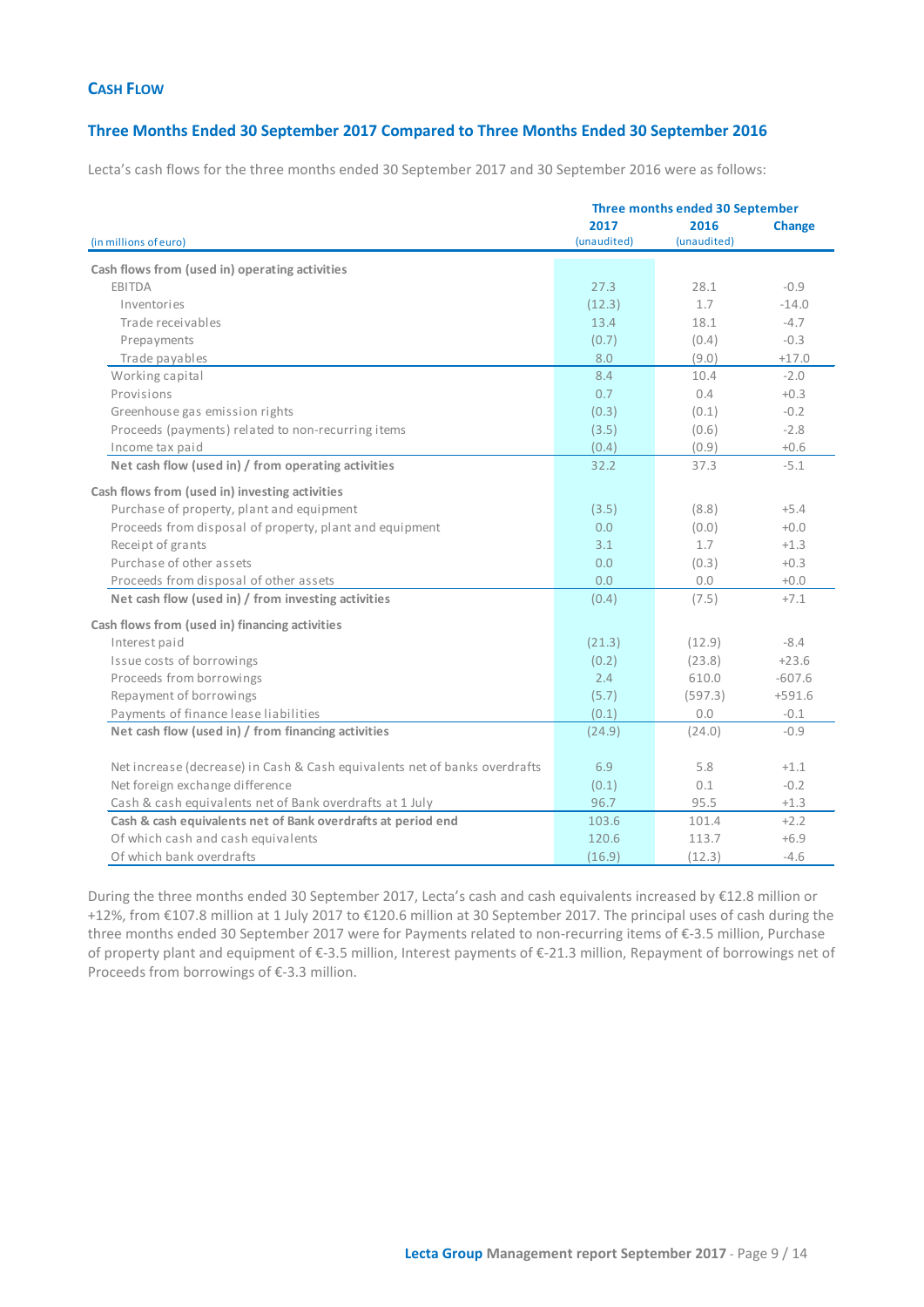## Cash Flow

### Three Months Ended 30 September 2017 Compared to Three Months Ended 30 September 2016

Lecta's cash flows for the three months ended 30 September 2017 and 30 September 2016 were as follows:

| (in millions of euro) | Three months ended 30 September | | |
|---|---|---|---|
| | 2017 (unaudited) | 2016 (unaudited) | Change |
| **Cash flows from (used in) operating activities** | | | |
| EBITDA | 27.3 | 28.1 | -0.9 |
| Inventories | (12.3) | 1.7 | -14.0 |
| Trade receivables | 13.4 | 18.1 | -4.7 |
| Prepayments | (0.7) | (0.4) | -0.3 |
| Trade payables | 8.0 | (9.0) | +17.0 |
| Working capital | 8.4 | 10.4 | -2.0 |
| Provisions | 0.7 | 0.4 | +0.3 |
| Greenhouse gas emission rights | (0.3) | (0.1) | -0.2 |
| Proceeds (payments) related to non-recurring items | (3.5) | (0.6) | -2.8 |
| Income tax paid | (0.4) | (0.9) | +0.6 |
| **Net cash flow (used in) / from operating activities** | 32.2 | 37.3 | -5.1 |
| **Cash flows from (used in) investing activities** | | | |
| Purchase of property, plant and equipment | (3.5) | (8.8) | +5.4 |
| Proceeds from disposal of property, plant and equipment | 0.0 | (0.0) | +0.0 |
| Receipt of grants | 3.1 | 1.7 | +1.3 |
| Purchase of other assets | 0.0 | (0.3) | +0.3 |
| Proceeds from disposal of other assets | 0.0 | 0.0 | +0.0 |
| **Net cash flow (used in) / from investing activities** | (0.4) | (7.5) | +7.1 |
| **Cash flows from (used in) financing activities** | | | |
| Interest paid | (21.3) | (12.9) | -8.4 |
| Issue costs of borrowings | (0.2) | (23.8) | +23.6 |
| Proceeds from borrowings | 2.4 | 610.0 | -607.6 |
| Repayment of borrowings | (5.7) | (597.3) | +591.6 |
| Payments of finance lease liabilities | (0.1) | 0.0 | -0.1 |
| **Net cash flow (used in) / from financing activities** | (24.9) | (24.0) | -0.9 |
| Net increase (decrease) in Cash & Cash equivalents net of banks overdrafts | 6.9 | 5.8 | +1.1 |
| Net foreign exchange difference | (0.1) | 0.1 | -0.2 |
| Cash & cash equivalents net of Bank overdrafts at 1 July | 96.7 | 95.5 | +1.3 |
| **Cash & cash equivalents net of Bank overdrafts at period end** | 103.6 | 101.4 | +2.2 |
| Of which cash and cash equivalents | 120.6 | 113.7 | +6.9 |
| Of which bank overdrafts | (16.9) | (12.3) | -4.6 |

During the three months ended 30 September 2017, Lecta's cash and cash equivalents increased by €12.8 million or +12%, from €107.8 million at 1 July 2017 to €120.6 million at 30 September 2017. The principal uses of cash during the three months ended 30 September 2017 were for Payments related to non-recurring items of €-3.5 million, Purchase of property plant and equipment of €-3.5 million, Interest payments of €-21.3 million, Repayment of borrowings net of Proceeds from borrowings of €-3.3 million.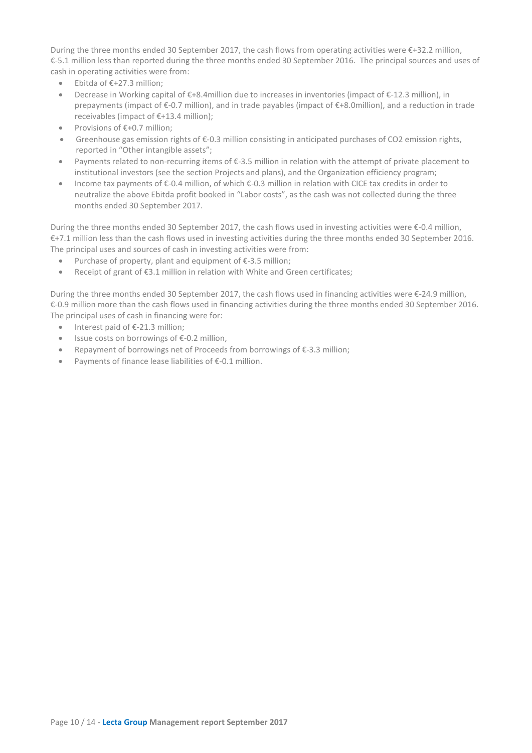During the three months ended 30 September 2017, the cash flows from operating activities were €+32.2 million, €-5.1 million less than reported during the three months ended 30 September 2016. The principal sources and uses of cash in operating activities were from:

- Ebitda of €+27.3 million;
- Decrease in Working capital of €+8.4million due to increases in inventories (impact of €-12.3 million), in prepayments (impact of €-0.7 million), and in trade payables (impact of €+8.0million), and a reduction in trade receivables (impact of €+13.4 million);
- Provisions of €+0.7 million;
- Greenhouse gas emission rights of €-0.3 million consisting in anticipated purchases of CO2 emission rights, reported in "Other intangible assets";
- Payments related to non-recurring items of €-3.5 million in relation with the attempt of private placement to institutional investors (see the section Projects and plans), and the Organization efficiency program;
- Income tax payments of €-0.4 million, of which €-0.3 million in relation with CICE tax credits in order to neutralize the above Ebitda profit booked in "Labor costs", as the cash was not collected during the three months ended 30 September 2017.

During the three months ended 30 September 2017, the cash flows used in investing activities were €-0.4 million, €+7.1 million less than the cash flows used in investing activities during the three months ended 30 September 2016. The principal uses and sources of cash in investing activities were from:

- Purchase of property, plant and equipment of €-3.5 million;
- Receipt of grant of €3.1 million in relation with White and Green certificates;

During the three months ended 30 September 2017, the cash flows used in financing activities were €-24.9 million, €-0.9 million more than the cash flows used in financing activities during the three months ended 30 September 2016. The principal uses of cash in financing were for:

- Interest paid of €-21.3 million;
- Issue costs on borrowings of €-0.2 million,
- Repayment of borrowings net of Proceeds from borrowings of €-3.3 million;
- Payments of finance lease liabilities of €-0.1 million.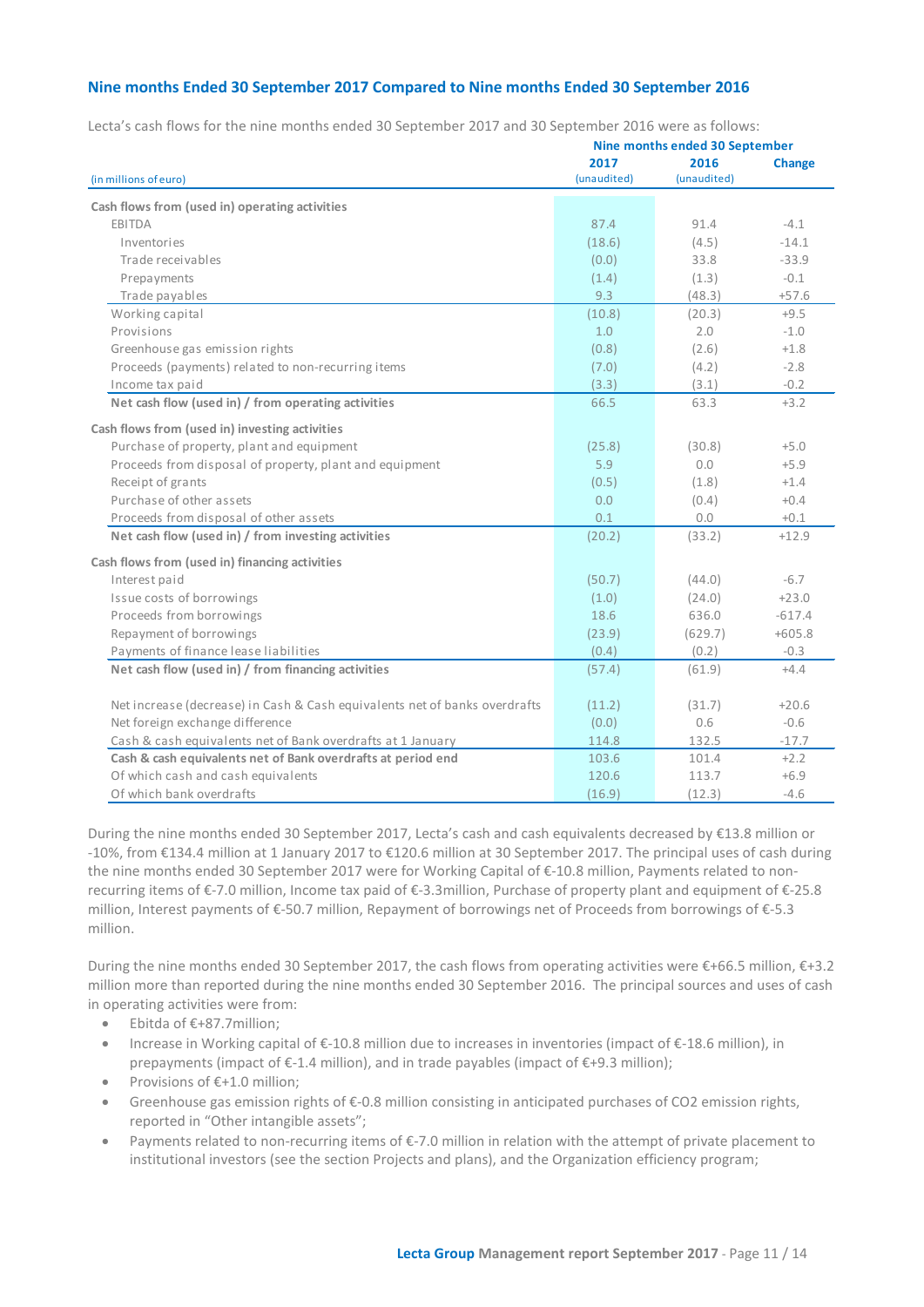## Nine months Ended 30 September 2017 Compared to Nine months Ended 30 September 2016

Lecta's cash flows for the nine months ended 30 September 2017 and 30 September 2016 were as follows:

| (in millions of euro) | Nine months ended 30 September 2017 (unaudited) | 2016 (unaudited) | Change |
|---|---|---|---|
| **Cash flows from (used in) operating activities** | | | |
| EBITDA | 87.4 | 91.4 | -4.1 |
| Inventories | (18.6) | (4.5) | -14.1 |
| Trade receivables | (0.0) | 33.8 | -33.9 |
| Prepayments | (1.4) | (1.3) | -0.1 |
| Trade payables | 9.3 | (48.3) | +57.6 |
| Working capital | (10.8) | (20.3) | +9.5 |
| Provisions | 1.0 | 2.0 | -1.0 |
| Greenhouse gas emission rights | (0.8) | (2.6) | +1.8 |
| Proceeds (payments) related to non-recurring items | (7.0) | (4.2) | -2.8 |
| Income tax paid | (3.3) | (3.1) | -0.2 |
| **Net cash flow (used in) / from operating activities** | 66.5 | 63.3 | +3.2 |
| **Cash flows from (used in) investing activities** | | | |
| Purchase of property, plant and equipment | (25.8) | (30.8) | +5.0 |
| Proceeds from disposal of property, plant and equipment | 5.9 | 0.0 | +5.9 |
| Receipt of grants | (0.5) | (1.8) | +1.4 |
| Purchase of other assets | 0.0 | (0.4) | +0.4 |
| Proceeds from disposal of other assets | 0.1 | 0.0 | +0.1 |
| **Net cash flow (used in) / from investing activities** | (20.2) | (33.2) | +12.9 |
| **Cash flows from (used in) financing activities** | | | |
| Interest paid | (50.7) | (44.0) | -6.7 |
| Issue costs of borrowings | (1.0) | (24.0) | +23.0 |
| Proceeds from borrowings | 18.6 | 636.0 | -617.4 |
| Repayment of borrowings | (23.9) | (629.7) | +605.8 |
| Payments of finance lease liabilities | (0.4) | (0.2) | -0.3 |
| **Net cash flow (used in) / from financing activities** | (57.4) | (61.9) | +4.4 |
| Net increase (decrease) in Cash & Cash equivalents net of banks overdrafts | (11.2) | (31.7) | +20.6 |
| Net foreign exchange difference | (0.0) | 0.6 | -0.6 |
| Cash & cash equivalents net of Bank overdrafts at 1 January | 114.8 | 132.5 | -17.7 |
| **Cash & cash equivalents net of Bank overdrafts at period end** | 103.6 | 101.4 | +2.2 |
| Of which cash and cash equivalents | 120.6 | 113.7 | +6.9 |
| Of which bank overdrafts | (16.9) | (12.3) | -4.6 |

During the nine months ended 30 September 2017, Lecta's cash and cash equivalents decreased by €13.8 million or -10%, from €134.4 million at 1 January 2017 to €120.6 million at 30 September 2017. The principal uses of cash during the nine months ended 30 September 2017 were for Working Capital of €-10.8 million, Payments related to non-recurring items of €-7.0 million, Income tax paid of €-3.3million, Purchase of property plant and equipment of €-25.8 million, Interest payments of €-50.7 million, Repayment of borrowings net of Proceeds from borrowings of €-5.3 million.

During the nine months ended 30 September 2017, the cash flows from operating activities were €+66.5 million, €+3.2 million more than reported during the nine months ended 30 September 2016. The principal sources and uses of cash in operating activities were from:

- Ebitda of €+87.7million;
- Increase in Working capital of €-10.8 million due to increases in inventories (impact of €-18.6 million), in prepayments (impact of €-1.4 million), and in trade payables (impact of €+9.3 million);
- Provisions of €+1.0 million;
- Greenhouse gas emission rights of €-0.8 million consisting in anticipated purchases of CO2 emission rights, reported in "Other intangible assets";
- Payments related to non-recurring items of €-7.0 million in relation with the attempt of private placement to institutional investors (see the section Projects and plans), and the Organization efficiency program;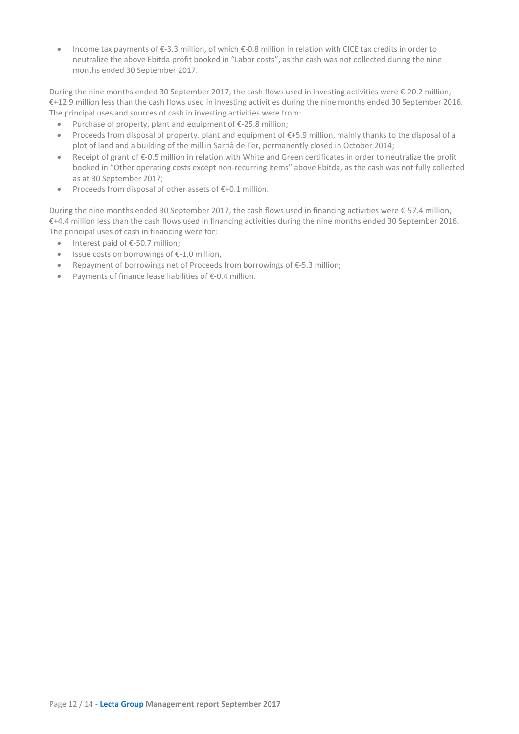- Income tax payments of €-3.3 million, of which €-0.8 million in relation with CICE tax credits in order to neutralize the above Ebitda profit booked in “Labor costs”, as the cash was not collected during the nine months ended 30 September 2017.

During the nine months ended 30 September 2017, the cash flows used in investing activities were €-20.2 million, €+12.9 million less than the cash flows used in investing activities during the nine months ended 30 September 2016. The principal uses and sources of cash in investing activities were from:

- Purchase of property, plant and equipment of €-25.8 million;
- Proceeds from disposal of property, plant and equipment of €+5.9 million, mainly thanks to the disposal of a plot of land and a building of the mill in Sarrià de Ter, permanently closed in October 2014;
- Receipt of grant of €-0.5 million in relation with White and Green certificates in order to neutralize the profit booked in “Other operating costs except non-recurring items” above Ebitda, as the cash was not fully collected as at 30 September 2017;
- Proceeds from disposal of other assets of €+0.1 million.

During the nine months ended 30 September 2017, the cash flows used in financing activities were €-57.4 million, €+4.4 million less than the cash flows used in financing activities during the nine months ended 30 September 2016. The principal uses of cash in financing were for:

- Interest paid of €-50.7 million;
- Issue costs on borrowings of €-1.0 million,
- Repayment of borrowings net of Proceeds from borrowings of €-5.3 million;
- Payments of finance lease liabilities of €-0.4 million.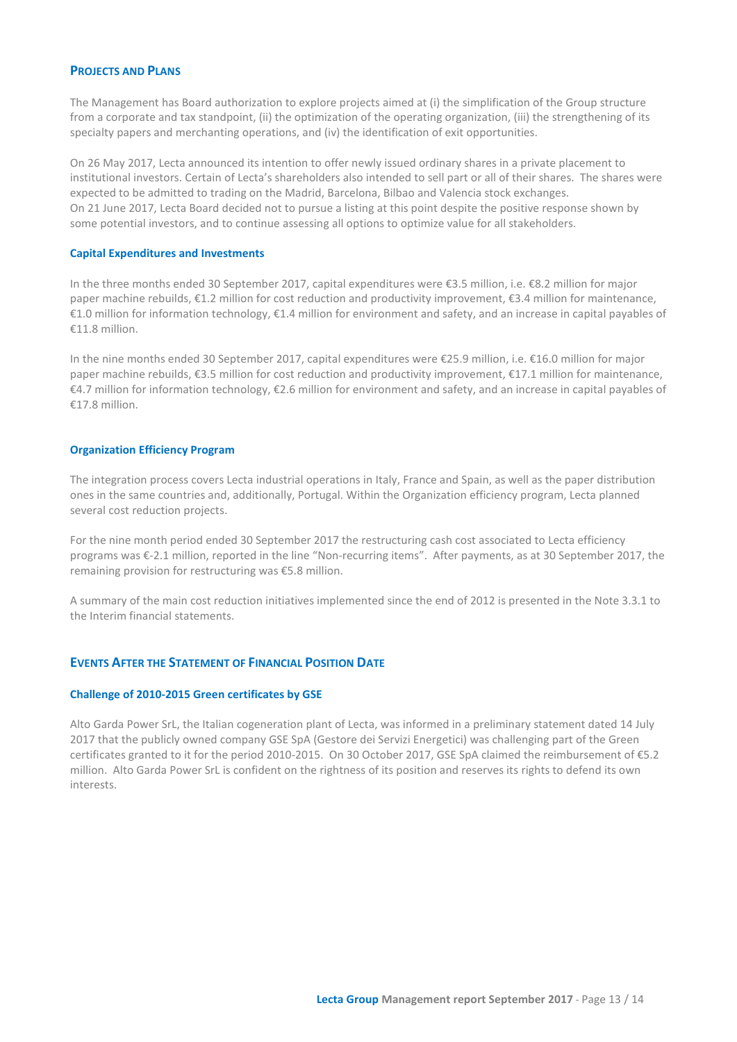## Projects and Plans

The Management has Board authorization to explore projects aimed at (i) the simplification of the Group structure from a corporate and tax standpoint, (ii) the optimization of the operating organization, (iii) the strengthening of its specialty papers and merchanting operations, and (iv) the identification of exit opportunities.

On 26 May 2017, Lecta announced its intention to offer newly issued ordinary shares in a private placement to institutional investors. Certain of Lecta's shareholders also intended to sell part or all of their shares. The shares were expected to be admitted to trading on the Madrid, Barcelona, Bilbao and Valencia stock exchanges.
On 21 June 2017, Lecta Board decided not to pursue a listing at this point despite the positive response shown by some potential investors, and to continue assessing all options to optimize value for all stakeholders.

### Capital Expenditures and Investments

In the three months ended 30 September 2017, capital expenditures were €3.5 million, i.e. €8.2 million for major paper machine rebuilds, €1.2 million for cost reduction and productivity improvement, €3.4 million for maintenance, €1.0 million for information technology, €1.4 million for environment and safety, and an increase in capital payables of €11.8 million.

In the nine months ended 30 September 2017, capital expenditures were €25.9 million, i.e. €16.0 million for major paper machine rebuilds, €3.5 million for cost reduction and productivity improvement, €17.1 million for maintenance, €4.7 million for information technology, €2.6 million for environment and safety, and an increase in capital payables of €17.8 million.

### Organization Efficiency Program

The integration process covers Lecta industrial operations in Italy, France and Spain, as well as the paper distribution ones in the same countries and, additionally, Portugal. Within the Organization efficiency program, Lecta planned several cost reduction projects.

For the nine month period ended 30 September 2017 the restructuring cash cost associated to Lecta efficiency programs was €-2.1 million, reported in the line "Non-recurring items". After payments, as at 30 September 2017, the remaining provision for restructuring was €5.8 million.

A summary of the main cost reduction initiatives implemented since the end of 2012 is presented in the Note 3.3.1 to the Interim financial statements.

## Events After the Statement of Financial Position Date

### Challenge of 2010-2015 Green certificates by GSE

Alto Garda Power SrL, the Italian cogeneration plant of Lecta, was informed in a preliminary statement dated 14 July 2017 that the publicly owned company GSE SpA (Gestore dei Servizi Energetici) was challenging part of the Green certificates granted to it for the period 2010-2015. On 30 October 2017, GSE SpA claimed the reimbursement of €5.2 million. Alto Garda Power SrL is confident on the rightness of its position and reserves its rights to defend its own interests.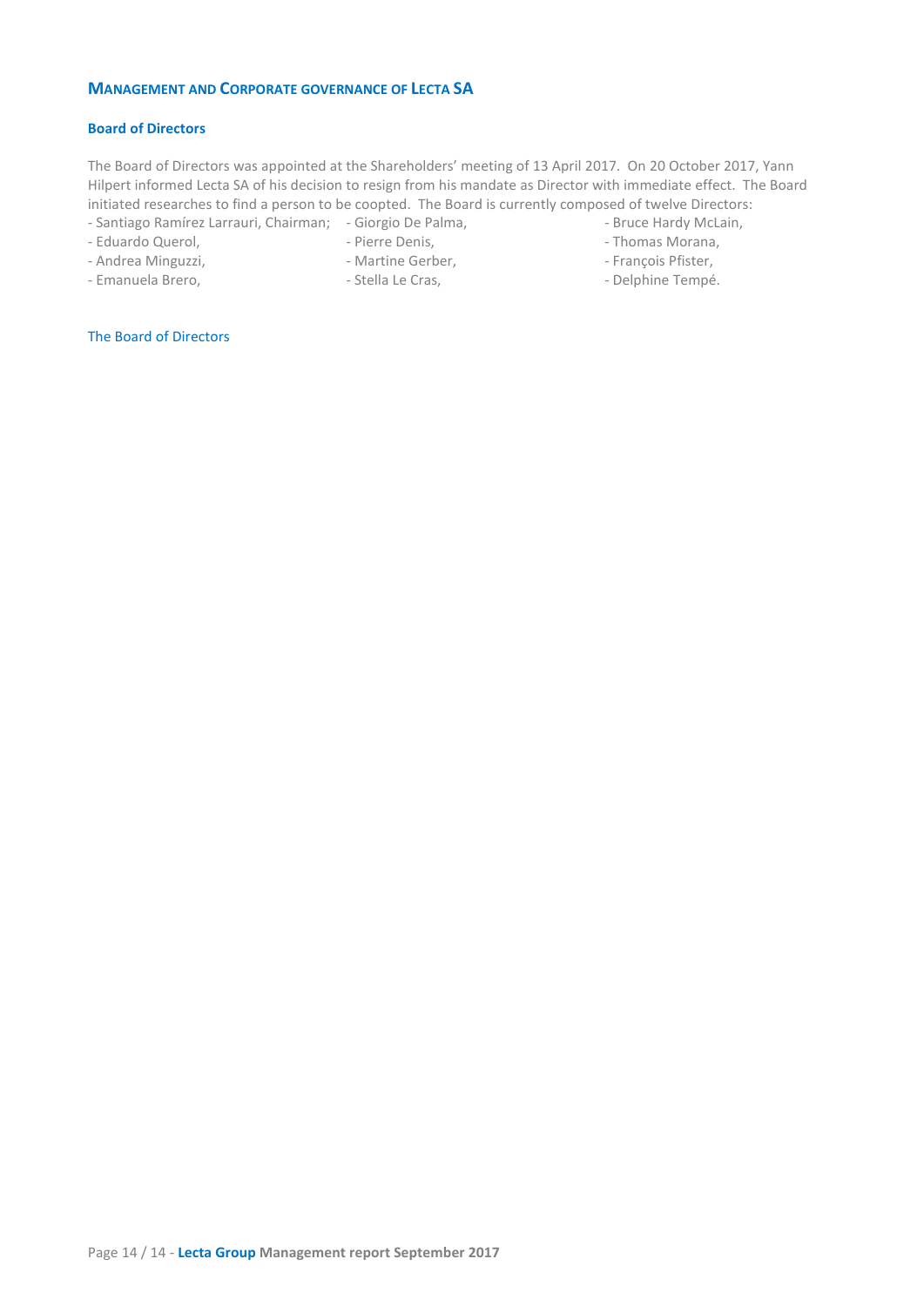## MANAGEMENT AND CORPORATE GOVERNANCE OF LECTA SA

### Board of Directors

The Board of Directors was appointed at the Shareholders' meeting of 13 April 2017. On 20 October 2017, Yann Hilpert informed Lecta SA of his decision to resign from his mandate as Director with immediate effect. The Board initiated researches to find a person to be coopted. The Board is currently composed of twelve Directors:

- Santiago Ramírez Larrauri, Chairman;
- Eduardo Querol,
- Andrea Minguzzi,
- Emanuela Brero,
- Giorgio De Palma,
- Pierre Denis,
- Martine Gerber,
- Stella Le Cras,
- Bruce Hardy McLain,
- Thomas Morana,
- François Pfister,
- Delphine Tempé.

The Board of Directors